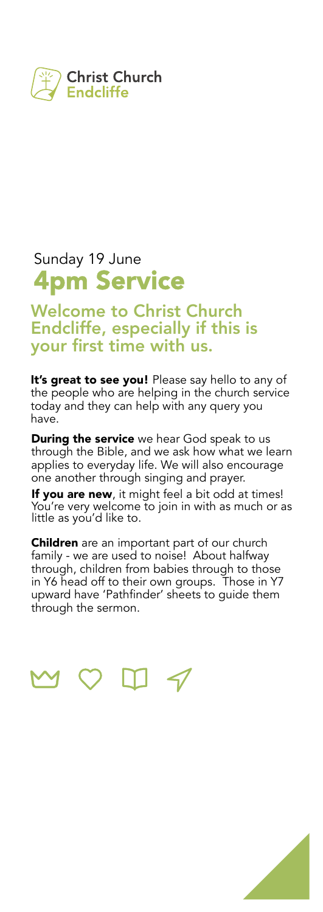Christ Church Endcliffe

Sunday 19 June

# 4pm Service

## Welcome to Christ Church Endcliffe, especially if this is your first time with us.

**It's great to see you!** Please say hello to any of the people who are helping in the church service today and they can help with any query you have.

**During the service** we hear God speak to us through the Bible, and we ask how what we learn applies to everyday life. We will also encourage one another through singing and prayer.

**If you are new**, it might feel a bit odd at times! You're very welcome to join in with as much or as little as you'd like to.

**Children** are an important part of our church family - we are used to noise! About halfway through, children from babies through to those in Y6 head off to their own groups. Those in Y7 upward have 'Pathfinder' sheets to guide them through the sermon.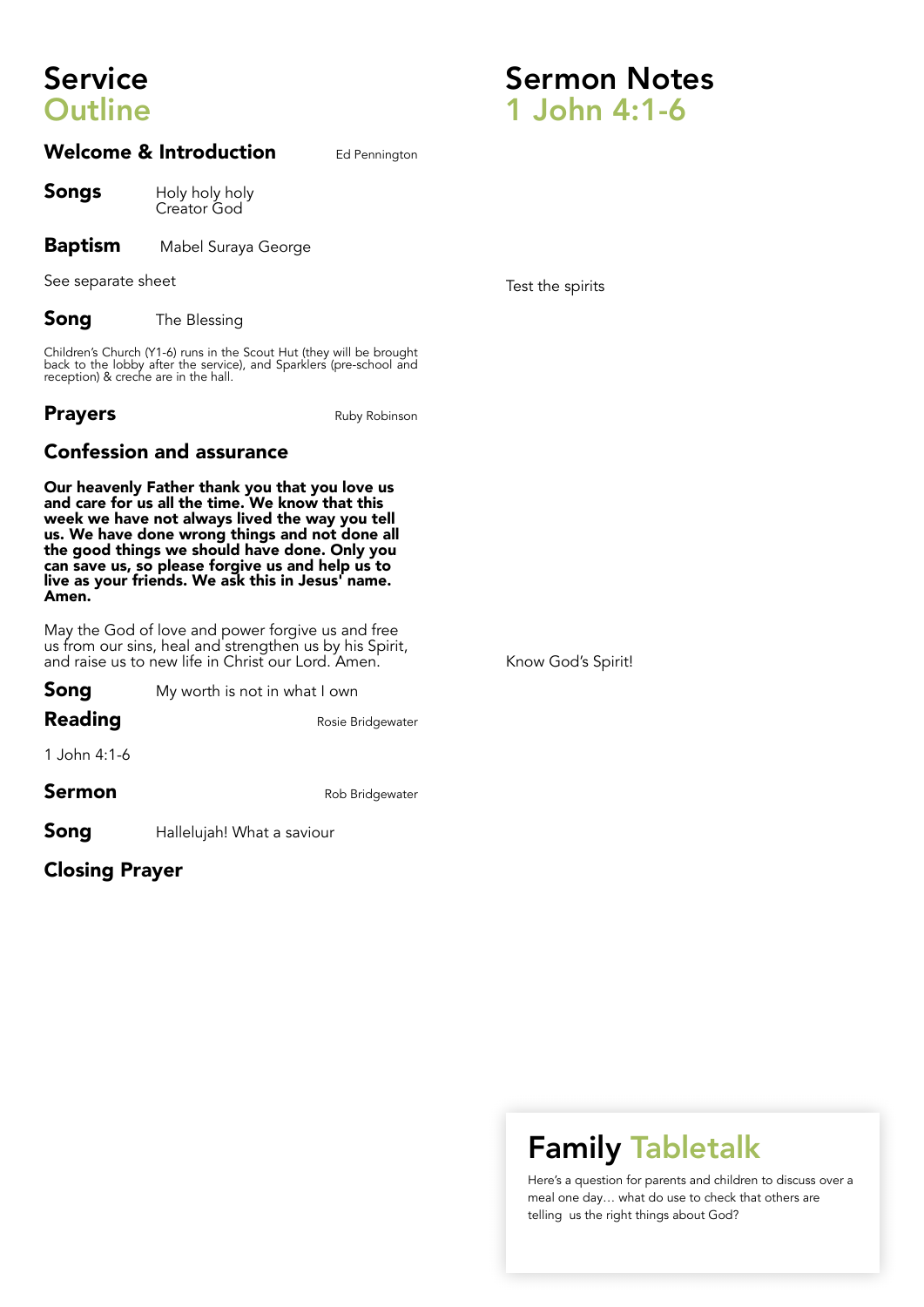# Service Outline

## Welcome & Introduction

Ed Pennington

**Songs**

Holy holy holy
Creator God

**Baptism** Mabel Suraya George

See separate sheet

**Song** The Blessing

Children's Church (Y1-6) runs in the Scout Hut (they will be brought back to the lobby after the service), and Sparklers (pre-school and reception) & creche are in the hall.

## Prayers

Ruby Robinson

## Confession and assurance

**Our heavenly Father thank you that you love us and care for us all the time. We know that this week we have not always lived the way you tell us. We have done wrong things and not done all the good things we should have done. Only you can save us, so please forgive us and help us to live as your friends. We ask this in Jesus' name. Amen.**

May the God of love and power forgive us and free us from our sins, heal and strengthen us by his Spirit, and raise us to new life in Christ our Lord. Amen.

**Song** My worth is not in what I own

**Reading** Rosie Bridgewater

1 John 4:1-6

**Sermon** Rob Bridgewater

**Song** Hallelujah! What a saviour

## Closing Prayer

# Sermon Notes
# 1 John 4:1-6

Test the spirits

Know God's Spirit!

## Family Tabletalk

Here's a question for parents and children to discuss over a meal one day… what do use to check that others are telling us the right things about God?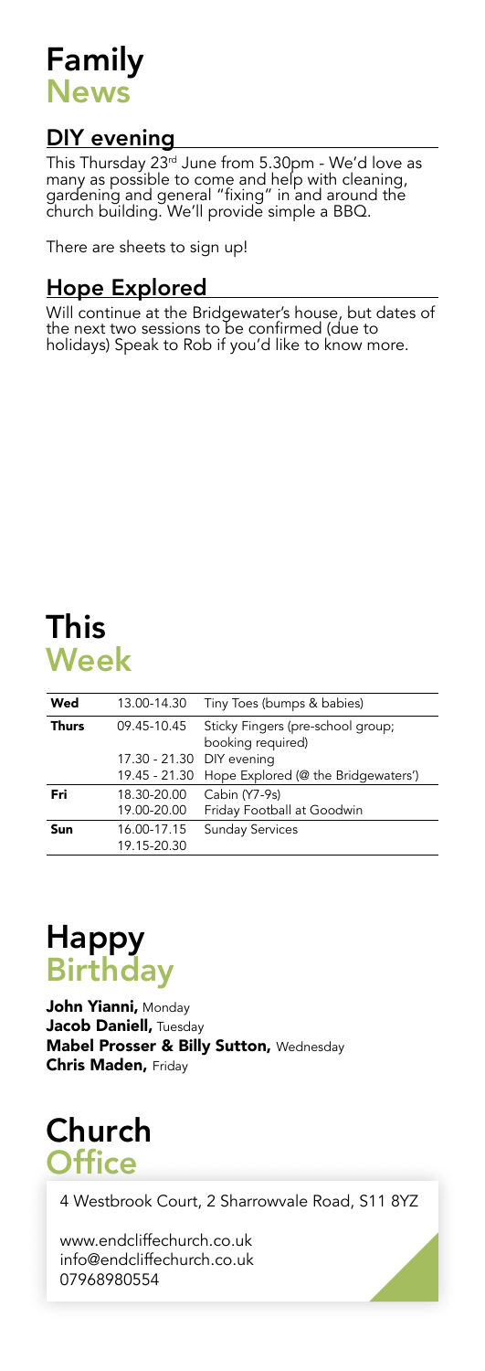# Family News

## DIY evening

This Thursday 23rd June from 5.30pm - We'd love as many as possible to come and help with cleaning, gardening and general "fixing" in and around the church building. We'll provide simple a BBQ.

There are sheets to sign up!

## Hope Explored

Will continue at the Bridgewater's house, but dates of the next two sessions to be confirmed (due to holidays) Speak to Rob if you'd like to know more.

# This Week

| | | |
|---|---|---|
| **Wed** | 13.00-14.30 | Tiny Toes (bumps & babies) |
| **Thurs** | 09.45-10.45 | Sticky Fingers (pre-school group; booking required) |
| | 17.30 - 21.30 | DIY evening |
| | 19.45 - 21.30 | Hope Explored (@ the Bridgewaters') |
| **Fri** | 18.30-20.00 | Cabin (Y7-9s) |
| | 19.00-20.00 | Friday Football at Goodwin |
| **Sun** | 16.00-17.15 | Sunday Services |
| | 19.15-20.30 | |

# Happy Birthday

**John Yianni,** Monday
**Jacob Daniell,** Tuesday
**Mabel Prosser & Billy Sutton,** Wednesday
**Chris Maden,** Friday

# Church Office

4 Westbrook Court, 2 Sharrowvale Road, S11 8YZ

www.endcliffechurch.co.uk
info@endcliffechurch.co.uk
07968980554